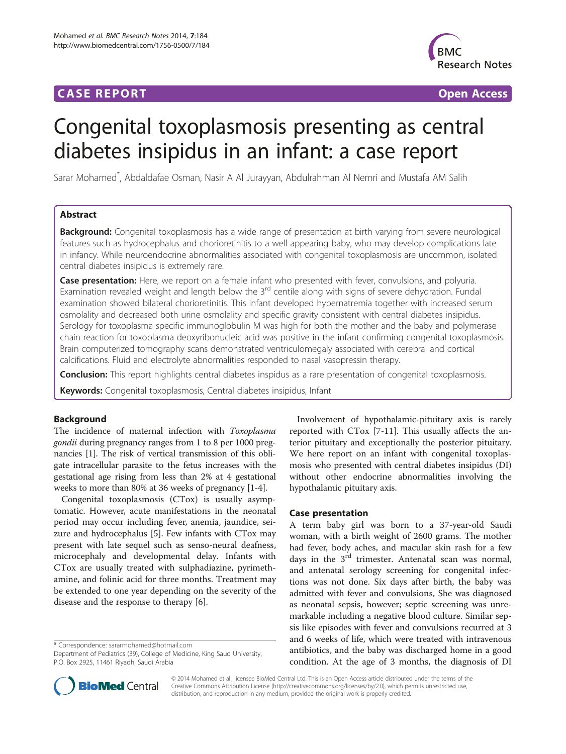**CASE REPORT** **Open Access**

# Congenital toxoplasmosis presenting as central diabetes insipidus in an infant: a case report

Sarar Mohamed*, Abdaldafae Osman, Nasir A Al Jurayyan, Abdulrahman Al Nemri and Mustafa AM Salih

## Abstract

**Background:** Congenital toxoplasmosis has a wide range of presentation at birth varying from severe neurological features such as hydrocephalus and chorioretinitis to a well appearing baby, who may develop complications late in infancy. While neuroendocrine abnormalities associated with congenital toxoplasmosis are uncommon, isolated central diabetes insipidus is extremely rare.

**Case presentation:** Here, we report on a female infant who presented with fever, convulsions, and polyuria. Examination revealed weight and length below the 3rd centile along with signs of severe dehydration. Fundal examination showed bilateral chorioretinitis. This infant developed hypernatremia together with increased serum osmolality and decreased both urine osmolality and specific gravity consistent with central diabetes insipidus. Serology for toxoplasma specific immunoglobulin M was high for both the mother and the baby and polymerase chain reaction for toxoplasma deoxyribonucleic acid was positive in the infant confirming congenital toxoplasmosis. Brain computerized tomography scans demonstrated ventriculomegaly associated with cerebral and cortical calcifications. Fluid and electrolyte abnormalities responded to nasal vasopressin therapy.

**Conclusion:** This report highlights central diabetes inspidus as a rare presentation of congenital toxoplasmosis.

**Keywords:** Congenital toxoplasmosis, Central diabetes insipidus, Infant

## Background

The incidence of maternal infection with *Toxoplasma gondii* during pregnancy ranges from 1 to 8 per 1000 pregnancies [1]. The risk of vertical transmission of this obligate intracellular parasite to the fetus increases with the gestational age rising from less than 2% at 4 gestational weeks to more than 80% at 36 weeks of pregnancy [1-4].

Congenital toxoplasmosis (CTox) is usually asymptomatic. However, acute manifestations in the neonatal period may occur including fever, anemia, jaundice, seizure and hydrocephalus [5]. Few infants with CTox may present with late sequel such as senso-neural deafness, microcephaly and developmental delay. Infants with CTox are usually treated with sulphadiazine, pyrimethamine, and folinic acid for three months. Treatment may be extended to one year depending on the severity of the disease and the response to therapy [6].

Involvement of hypothalamic-pituitary axis is rarely reported with CTox [7-11]. This usually affects the anterior pituitary and exceptionally the posterior pituitary. We here report on an infant with congenital toxoplasmosis who presented with central diabetes insipidus (DI) without other endocrine abnormalities involving the hypothalamic pituitary axis.

## Case presentation

A term baby girl was born to a 37-year-old Saudi woman, with a birth weight of 2600 grams. The mother had fever, body aches, and macular skin rash for a few days in the 3rd trimester. Antenatal scan was normal, and antenatal serology screening for congenital infections was not done. Six days after birth, the baby was admitted with fever and convulsions, She was diagnosed as neonatal sepsis, however; septic screening was unremarkable including a negative blood culture. Similar sepsis like episodes with fever and convulsions recurred at 3 and 6 weeks of life, which were treated with intravenous antibiotics, and the baby was discharged home in a good condition. At the age of 3 months, the diagnosis of DI

* Correspondence: sararmohamed@hotmail.com
Department of Pediatrics (39), College of Medicine, King Saud University, P.O. Box 2925, 11461 Riyadh, Saudi Arabia

© 2014 Mohamed et al.; licensee BioMed Central Ltd. This is an Open Access article distributed under the terms of the Creative Commons Attribution License (http://creativecommons.org/licenses/by/2.0), which permits unrestricted use, distribution, and reproduction in any medium, provided the original work is properly credited.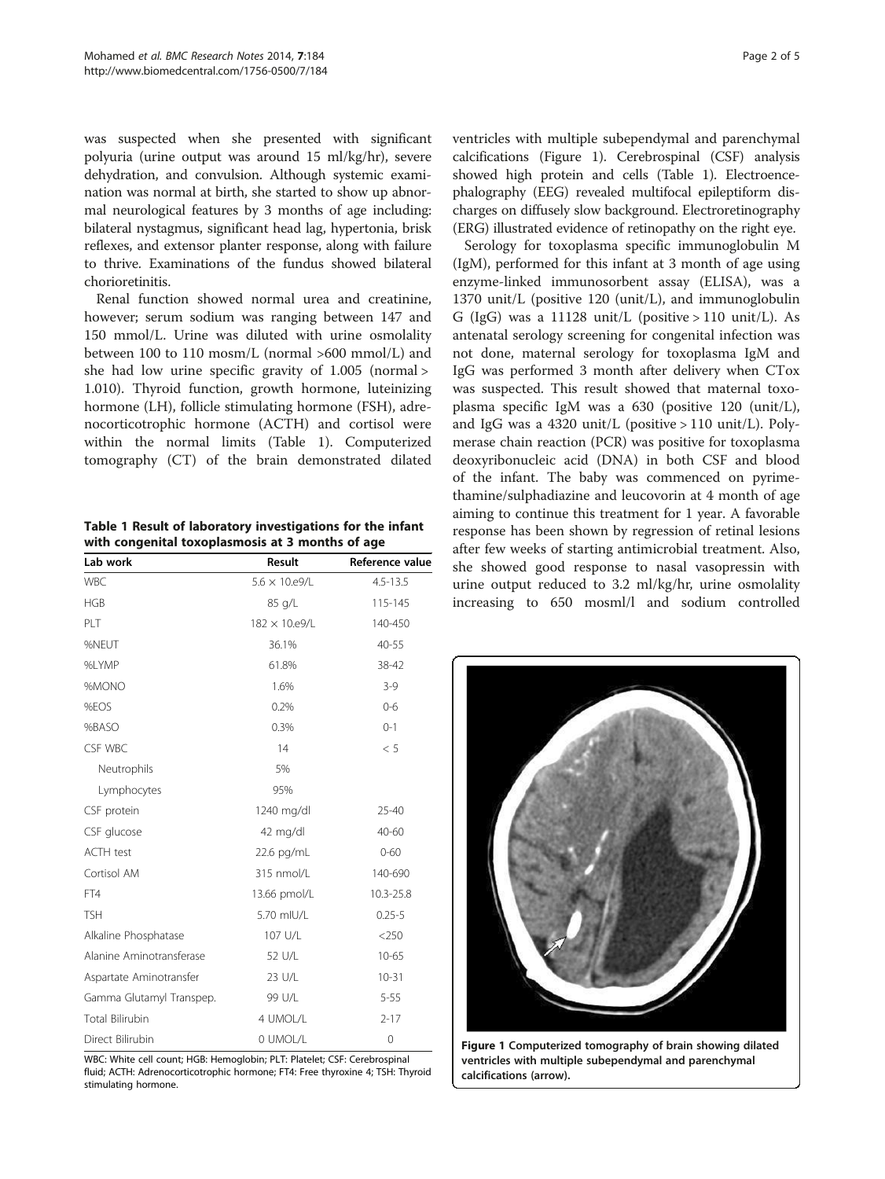was suspected when she presented with significant polyuria (urine output was around 15 ml/kg/hr), severe dehydration, and convulsion. Although systemic examination was normal at birth, she started to show up abnormal neurological features by 3 months of age including: bilateral nystagmus, significant head lag, hypertonia, brisk reflexes, and extensor planter response, along with failure to thrive. Examinations of the fundus showed bilateral chorioretinitis.

Renal function showed normal urea and creatinine, however; serum sodium was ranging between 147 and 150 mmol/L. Urine was diluted with urine osmolality between 100 to 110 mosm/L (normal >600 mmol/L) and she had low urine specific gravity of 1.005 (normal > 1.010). Thyroid function, growth hormone, luteinizing hormone (LH), follicle stimulating hormone (FSH), adrenocorticotrophic hormone (ACTH) and cortisol were within the normal limits (Table 1). Computerized tomography (CT) of the brain demonstrated dilated ventricles with multiple subependymal and parenchymal calcifications (Figure 1). Cerebrospinal (CSF) analysis showed high protein and cells (Table 1). Electroencephalography (EEG) revealed multifocal epileptiform discharges on diffusely slow background. Electroretinography (ERG) illustrated evidence of retinopathy on the right eye.

Serology for toxoplasma specific immunoglobulin M (IgM), performed for this infant at 3 month of age using enzyme-linked immunosorbent assay (ELISA), was a 1370 unit/L (positive 120 (unit/L), and immunoglobulin G (IgG) was a 11128 unit/L (positive > 110 unit/L). As antenatal serology screening for congenital infection was not done, maternal serology for toxoplasma IgM and IgG was performed 3 month after delivery when CTox was suspected. This result showed that maternal toxoplasma specific IgM was a 630 (positive 120 (unit/L), and IgG was a 4320 unit/L (positive > 110 unit/L). Polymerase chain reaction (PCR) was positive for toxoplasma deoxyribonucleic acid (DNA) in both CSF and blood of the infant. The baby was commenced on pyrimethamine/sulphadiazine and leucovorin at 4 month of age aiming to continue this treatment for 1 year. A favorable response has been shown by regression of retinal lesions after few weeks of starting antimicrobial treatment. Also, she showed good response to nasal vasopressin with urine output reduced to 3.2 ml/kg/hr, urine osmolality increasing to 650 mosml/l and sodium controlled

**Table 1 Result of laboratory investigations for the infant with congenital toxoplasmosis at 3 months of age**

| Lab work | Result | Reference value |
|---|---|---|
| WBC | 5.6 × 10.e9/L | 4.5-13.5 |
| HGB | 85 g/L | 115-145 |
| PLT | 182 × 10.e9/L | 140-450 |
| %NEUT | 36.1% | 40-55 |
| %LYMP | 61.8% | 38-42 |
| %MONO | 1.6% | 3-9 |
| %EOS | 0.2% | 0-6 |
| %BASO | 0.3% | 0-1 |
| CSF WBC | 14 | < 5 |
| Neutrophils | 5% | |
| Lymphocytes | 95% | |
| CSF protein | 1240 mg/dl | 25-40 |
| CSF glucose | 42 mg/dl | 40-60 |
| ACTH test | 22.6 pg/mL | 0-60 |
| Cortisol AM | 315 nmol/L | 140-690 |
| FT4 | 13.66 pmol/L | 10.3-25.8 |
| TSH | 5.70 mIU/L | 0.25-5 |
| Alkaline Phosphatase | 107 U/L | <250 |
| Alanine Aminotransferase | 52 U/L | 10-65 |
| Aspartate Aminotransfer | 23 U/L | 10-31 |
| Gamma Glutamyl Transpep. | 99 U/L | 5-55 |
| Total Bilirubin | 4 UMOL/L | 2-17 |
| Direct Bilirubin | 0 UMOL/L | 0 |

WBC: White cell count; HGB: Hemoglobin; PLT: Platelet; CSF: Cerebrospinal fluid; ACTH: Adrenocorticotrophic hormone; FT4: Free thyroxine 4; TSH: Thyroid stimulating hormone.

**Figure 1 Computerized tomography of brain showing dilated ventricles with multiple subependymal and parenchymal calcifications (arrow).**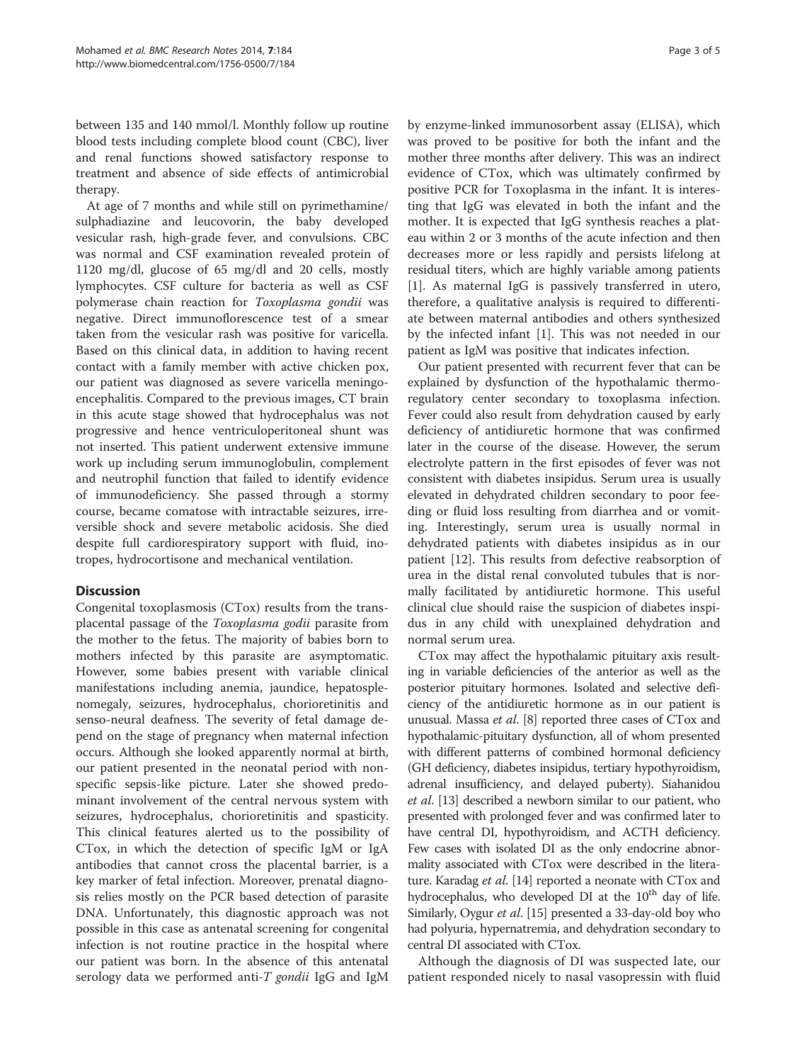between 135 and 140 mmol/l. Monthly follow up routine blood tests including complete blood count (CBC), liver and renal functions showed satisfactory response to treatment and absence of side effects of antimicrobial therapy.

At age of 7 months and while still on pyrimethamine/sulphadiazine and leucovorin, the baby developed vesicular rash, high-grade fever, and convulsions. CBC was normal and CSF examination revealed protein of 1120 mg/dl, glucose of 65 mg/dl and 20 cells, mostly lymphocytes. CSF culture for bacteria as well as CSF polymerase chain reaction for *Toxoplasma gondii* was negative. Direct immunoflorescence test of a smear taken from the vesicular rash was positive for varicella. Based on this clinical data, in addition to having recent contact with a family member with active chicken pox, our patient was diagnosed as severe varicella meningoencephalitis. Compared to the previous images, CT brain in this acute stage showed that hydrocephalus was not progressive and hence ventriculoperitoneal shunt was not inserted. This patient underwent extensive immune work up including serum immunoglobulin, complement and neutrophil function that failed to identify evidence of immunodeficiency. She passed through a stormy course, became comatose with intractable seizures, irreversible shock and severe metabolic acidosis. She died despite full cardiorespiratory support with fluid, inotropes, hydrocortisone and mechanical ventilation.

## Discussion

Congenital toxoplasmosis (CTox) results from the transplacental passage of the *Toxoplasma godii* parasite from the mother to the fetus. The majority of babies born to mothers infected by this parasite are asymptomatic. However, some babies present with variable clinical manifestations including anemia, jaundice, hepatosplenomegaly, seizures, hydrocephalus, chorioretinitis and senso-neural deafness. The severity of fetal damage depend on the stage of pregnancy when maternal infection occurs. Although she looked apparently normal at birth, our patient presented in the neonatal period with non-specific sepsis-like picture. Later she showed predominant involvement of the central nervous system with seizures, hydrocephalus, chorioretinitis and spasticity. This clinical features alerted us to the possibility of CTox, in which the detection of specific IgM or IgA antibodies that cannot cross the placental barrier, is a key marker of fetal infection. Moreover, prenatal diagnosis relies mostly on the PCR based detection of parasite DNA. Unfortunately, this diagnostic approach was not possible in this case as antenatal screening for congenital infection is not routine practice in the hospital where our patient was born. In the absence of this antenatal serology data we performed anti-*T gondii* IgG and IgM by enzyme-linked immunosorbent assay (ELISA), which was proved to be positive for both the infant and the mother three months after delivery. This was an indirect evidence of CTox, which was ultimately confirmed by positive PCR for Toxoplasma in the infant. It is interesting that IgG was elevated in both the infant and the mother. It is expected that IgG synthesis reaches a plateau within 2 or 3 months of the acute infection and then decreases more or less rapidly and persists lifelong at residual titers, which are highly variable among patients [1]. As maternal IgG is passively transferred in utero, therefore, a qualitative analysis is required to differentiate between maternal antibodies and others synthesized by the infected infant [1]. This was not needed in our patient as IgM was positive that indicates infection.

Our patient presented with recurrent fever that can be explained by dysfunction of the hypothalamic thermoregulatory center secondary to toxoplasma infection. Fever could also result from dehydration caused by early deficiency of antidiuretic hormone that was confirmed later in the course of the disease. However, the serum electrolyte pattern in the first episodes of fever was not consistent with diabetes insipidus. Serum urea is usually elevated in dehydrated children secondary to poor feeding or fluid loss resulting from diarrhea and or vomiting. Interestingly, serum urea is usually normal in dehydrated patients with diabetes insipidus as in our patient [12]. This results from defective reabsorption of urea in the distal renal convoluted tubules that is normally facilitated by antidiuretic hormone. This useful clinical clue should raise the suspicion of diabetes inspidus in any child with unexplained dehydration and normal serum urea.

CTox may affect the hypothalamic pituitary axis resulting in variable deficiencies of the anterior as well as the posterior pituitary hormones. Isolated and selective deficiency of the antidiuretic hormone as in our patient is unusual. Massa *et al*. [8] reported three cases of CTox and hypothalamic-pituitary dysfunction, all of whom presented with different patterns of combined hormonal deficiency (GH deficiency, diabetes insipidus, tertiary hypothyroidism, adrenal insufficiency, and delayed puberty). Siahanidou *et al*. [13] described a newborn similar to our patient, who presented with prolonged fever and was confirmed later to have central DI, hypothyroidism, and ACTH deficiency. Few cases with isolated DI as the only endocrine abnormality associated with CTox were described in the literature. Karadag *et al*. [14] reported a neonate with CTox and hydrocephalus, who developed DI at the 10[th] day of life. Similarly, Oygur *et al*. [15] presented a 33-day-old boy who had polyuria, hypernatremia, and dehydration secondary to central DI associated with CTox.

Although the diagnosis of DI was suspected late, our patient responded nicely to nasal vasopressin with fluid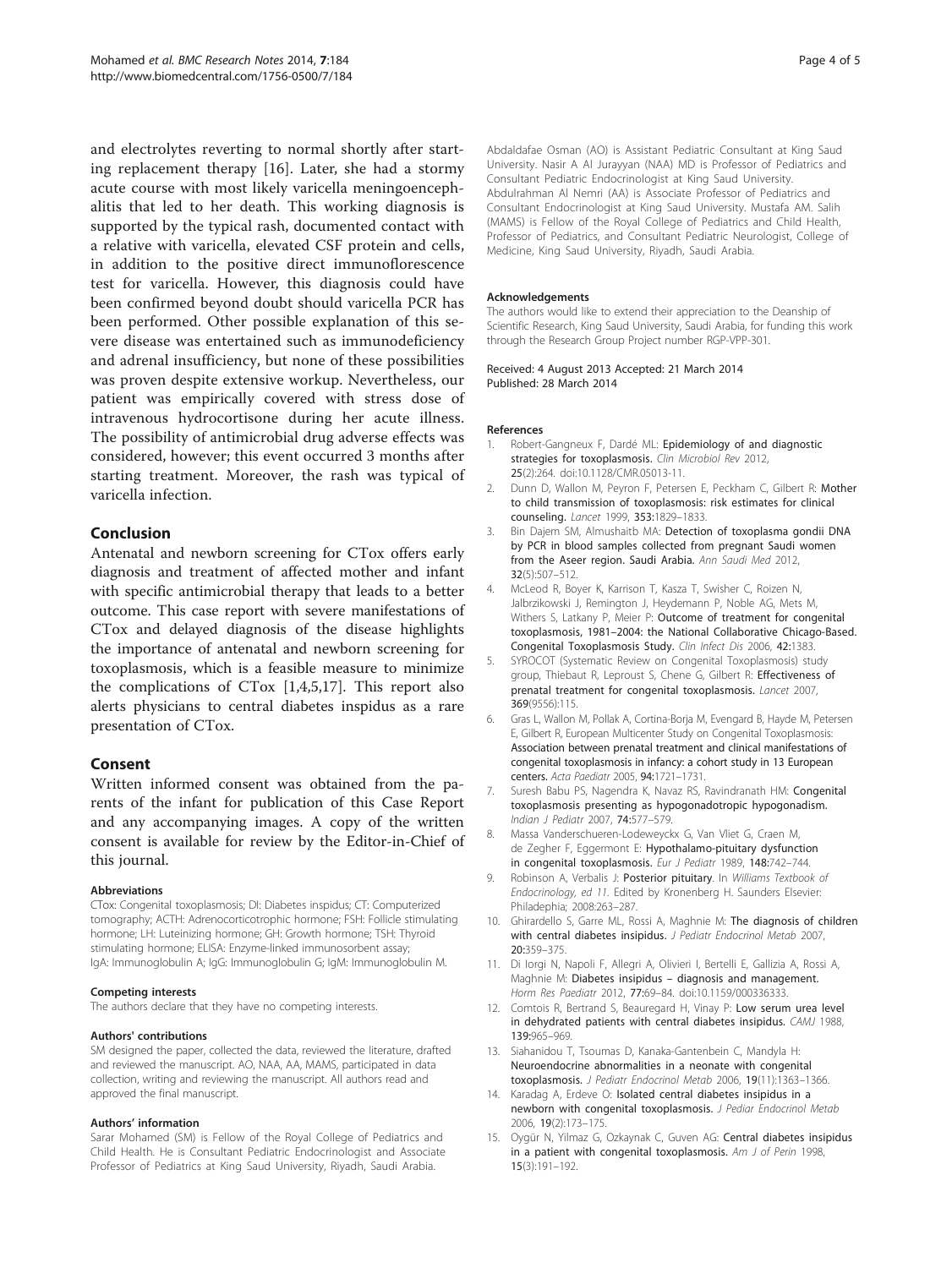and electrolytes reverting to normal shortly after starting replacement therapy [16]. Later, she had a stormy acute course with most likely varicella meningoencephalitis that led to her death. This working diagnosis is supported by the typical rash, documented contact with a relative with varicella, elevated CSF protein and cells, in addition to the positive direct immunoflorescence test for varicella. However, this diagnosis could have been confirmed beyond doubt should varicella PCR has been performed. Other possible explanation of this severe disease was entertained such as immunodeficiency and adrenal insufficiency, but none of these possibilities was proven despite extensive workup. Nevertheless, our patient was empirically covered with stress dose of intravenous hydrocortisone during her acute illness. The possibility of antimicrobial drug adverse effects was considered, however; this event occurred 3 months after starting treatment. Moreover, the rash was typical of varicella infection.

## Conclusion

Antenatal and newborn screening for CTox offers early diagnosis and treatment of affected mother and infant with specific antimicrobial therapy that leads to a better outcome. This case report with severe manifestations of CTox and delayed diagnosis of the disease highlights the importance of antenatal and newborn screening for toxoplasmosis, which is a feasible measure to minimize the complications of CTox [1,4,5,17]. This report also alerts physicians to central diabetes inspidus as a rare presentation of CTox.

## Consent

Written informed consent was obtained from the parents of the infant for publication of this Case Report and any accompanying images. A copy of the written consent is available for review by the Editor-in-Chief of this journal.

#### Abbreviations

CTox: Congenital toxoplasmosis; DI: Diabetes inspidus; CT: Computerized tomography; ACTH: Adrenocorticotrophic hormone; FSH: Follicle stimulating hormone; LH: Luteinizing hormone; GH: Growth hormone; TSH: Thyroid stimulating hormone; ELISA: Enzyme-linked immunosorbent assay; IgA: Immunoglobulin A; IgG: Immunoglobulin G; IgM: Immunoglobulin M.

#### Competing interests

The authors declare that they have no competing interests.

#### Authors' contributions

SM designed the paper, collected the data, reviewed the literature, drafted and reviewed the manuscript. AO, NAA, AA, MAMS, participated in data collection, writing and reviewing the manuscript. All authors read and approved the final manuscript.

#### Authors' information

Sarar Mohamed (SM) is Fellow of the Royal College of Pediatrics and Child Health. He is Consultant Pediatric Endocrinologist and Associate Professor of Pediatrics at King Saud University, Riyadh, Saudi Arabia. Abdaldafae Osman (AO) is Assistant Pediatric Consultant at King Saud University. Nasir A Al Jurayyan (NAA) MD is Professor of Pediatrics and Consultant Pediatric Endocrinologist at King Saud University. Abdulrahman Al Nemri (AA) is Associate Professor of Pediatrics and Consultant Endocrinologist at King Saud University. Mustafa AM. Salih (MAMS) is Fellow of the Royal College of Pediatrics and Child Health, Professor of Pediatrics, and Consultant Pediatric Neurologist, College of Medicine, King Saud University, Riyadh, Saudi Arabia.

#### Acknowledgements

The authors would like to extend their appreciation to the Deanship of Scientific Research, King Saud University, Saudi Arabia, for funding this work through the Research Group Project number RGP-VPP-301.

Received: 4 August 2013 Accepted: 21 March 2014
Published: 28 March 2014

#### References

1. Robert-Gangneux F, Dardé ML: **Epidemiology of and diagnostic strategies for toxoplasmosis.** *Clin Microbiol Rev* 2012, **25**(2):264. doi:10.1128/CMR.05013-11.
2. Dunn D, Wallon M, Peyron F, Petersen E, Peckham C, Gilbert R: **Mother to child transmission of toxoplasmosis: risk estimates for clinical counseling.** *Lancet* 1999, **353:**1829–1833.
3. Bin Dajem SM, Almushaitb MA: **Detection of toxoplasma gondii DNA by PCR in blood samples collected from pregnant Saudi women from the Aseer region. Saudi Arabia.** *Ann Saudi Med* 2012, **32**(5):507–512.
4. McLeod R, Boyer K, Karrison T, Kasza T, Swisher C, Roizen N, Jalbrzikowski J, Remington J, Heydemann P, Noble AG, Mets M, Withers S, Latkany P, Meier P: **Outcome of treatment for congenital toxoplasmosis, 1981–2004: the National Collaborative Chicago-Based. Congenital Toxoplasmosis Study.** *Clin Infect Dis* 2006, **42:**1383.
5. SYROCOT (Systematic Review on Congenital Toxoplasmosis) study group, Thiebaut R, Leproust S, Chene G, Gilbert R: **Effectiveness of prenatal treatment for congenital toxoplasmosis.** *Lancet* 2007, **369**(9556):115.
6. Gras L, Wallon M, Pollak A, Cortina-Borja M, Evengard B, Hayde M, Petersen E, Gilbert R, European Multicenter Study on Congenital Toxoplasmosis: **Association between prenatal treatment and clinical manifestations of congenital toxoplasmosis in infancy: a cohort study in 13 European centers.** *Acta Paediatr* 2005, **94:**1721–1731.
7. Suresh Babu PS, Nagendra K, Navaz RS, Ravindranath HM: **Congenital toxoplasmosis presenting as hypogonadotropic hypogonadism.** *Indian J Pediatr* 2007, **74:**577–579.
8. Massa Vanderschueren-Lodeweyckx G, Van Vliet G, Craen M, de Zegher F, Eggermont E: **Hypothalamo-pituitary dysfunction in congenital toxoplasmosis.** *Eur J Pediatr* 1989, **148:**742–744.
9. Robinson A, Verbalis J: **Posterior pituitary.** In *Williams Textbook of Endocrinology, ed 11.* Edited by Kronenberg H. Saunders Elsevier: Philadephia; 2008:263–287.
10. Ghirardello S, Garre ML, Rossi A, Maghnie M: **The diagnosis of children with central diabetes insipidus.** *J Pediatr Endocrinol Metab* 2007, **20:**359–375.
11. Di Iorgi N, Napoli F, Allegri A, Olivieri I, Bertelli E, Gallizia A, Rossi A, Maghnie M: **Diabetes insipidus – diagnosis and management.** *Horm Res Paediatr* 2012, **77:**69–84. doi:10.1159/000336333.
12. Comtois R, Bertrand S, Beauregard H, Vinay P: **Low serum urea level in dehydrated patients with central diabetes insipidus.** *CAMJ* 1988, **139:**965–969.
13. Siahanidou T, Tsoumas D, Kanaka-Gantenbein C, Mandyla H: **Neuroendocrine abnormalities in a neonate with congenital toxoplasmosis.** *J Pediatr Endocrinol Metab* 2006, **19**(11):1363–1366.
14. Karadag A, Erdeve O: **Isolated central diabetes insipidus in a newborn with congenital toxoplasmosis.** *J Pediar Endocrinol Metab* 2006, **19**(2):173–175.
15. Oygür N, Yilmaz G, Ozkaynak C, Guven AG: **Central diabetes insipidus in a patient with congenital toxoplasmosis.** *Am J of Perin* 1998, **15**(3):191–192.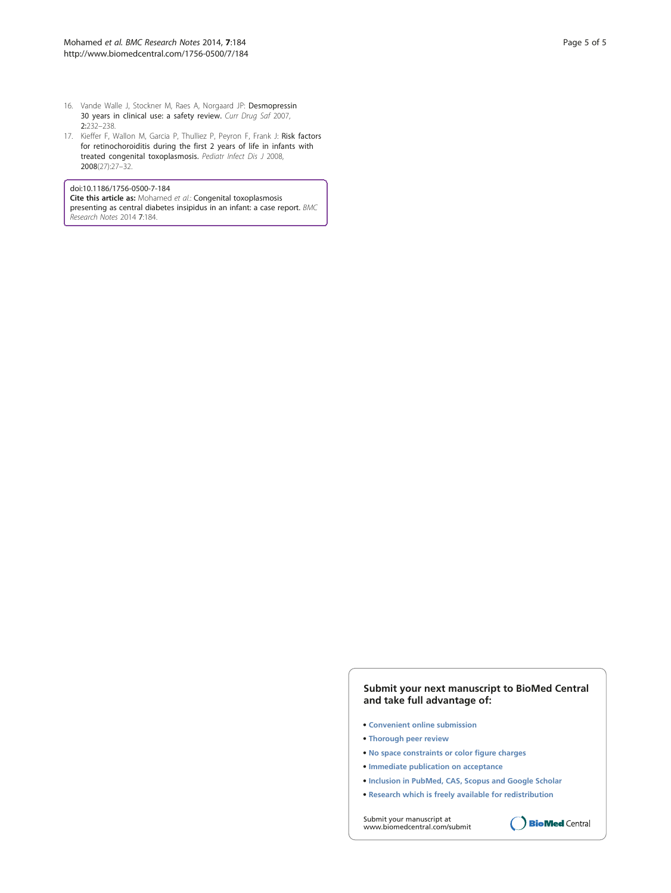16. Vande Walle J, Stockner M, Raes A, Norgaard JP: **Desmopressin 30 years in clinical use: a safety review.** *Curr Drug Saf* 2007, **2:**232–238.
17. Kieffer F, Wallon M, Garcia P, Thulliez P, Peyron F, Frank J: **Risk factors for retinochoroiditis during the first 2 years of life in infants with treated congenital toxoplasmosis.** *Pediatr Infect Dis J* 2008, **2008**(27):27–32.

doi:10.1186/1756-0500-7-184
**Cite this article as:** Mohamed *et al.*: Congenital toxoplasmosis presenting as central diabetes insipidus in an infant: a case report. *BMC Research Notes* 2014 **7**:184.

**Submit your next manuscript to BioMed Central and take full advantage of:**

- **Convenient online submission**
- **Thorough peer review**
- **No space constraints or color figure charges**
- **Immediate publication on acceptance**
- **Inclusion in PubMed, CAS, Scopus and Google Scholar**
- **Research which is freely available for redistribution**

Submit your manuscript at
www.biomedcentral.com/submit

BioMed Central